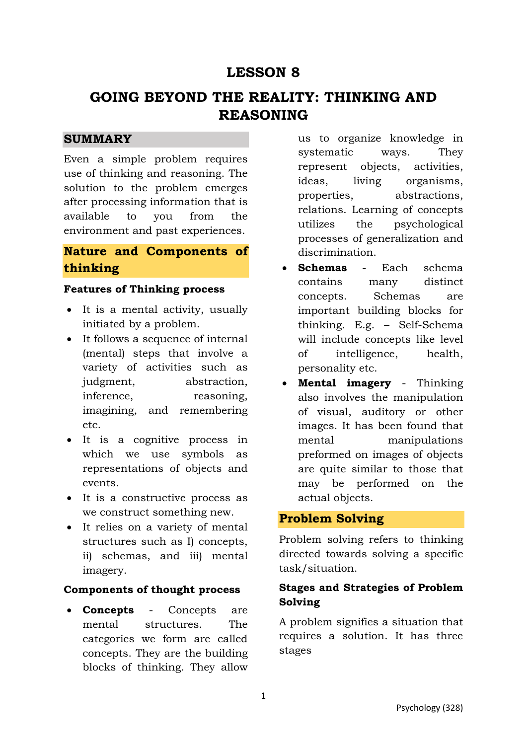# LESSON 8

# GOING BEYOND THE REALITY: THINKING AND REASONING

## SUMMARY

Even a simple problem requires use of thinking and reasoning. The solution to the problem emerges after processing information that is available to you from the environment and past experiences.

## Nature and Components of thinking

### Features of Thinking process

- It is a mental activity, usually initiated by a problem.
- It follows a sequence of internal (mental) steps that involve a variety of activities such as judgment, abstraction, inference, reasoning, imagining, and remembering etc.
- It is a cognitive process in which we use symbols as representations of objects and events.
- It is a constructive process as we construct something new.
- It relies on a variety of mental structures such as I) concepts, ii) schemas, and iii) mental imagery.

### Components of thought process

- **Concepts** - Concepts are mental structures. The categories we form are called concepts. They are the building blocks of thinking. They allow us to organize knowledge in systematic ways. They represent objects, activities, ideas, living organisms, properties, abstractions, relations. Learning of concepts utilizes the psychological processes of generalization and discrimination.
- **Schemas** - Each schema contains many distinct concepts. Schemas are important building blocks for thinking. E.g. – Self-Schema will include concepts like level of intelligence, health, personality etc.
- **Mental imagery** - Thinking also involves the manipulation of visual, auditory or other images. It has been found that mental manipulations preformed on images of objects are quite similar to those that may be performed on the actual objects.

## Problem Solving

Problem solving refers to thinking directed towards solving a specific task/situation.

### Stages and Strategies of Problem Solving

A problem signifies a situation that requires a solution. It has three stages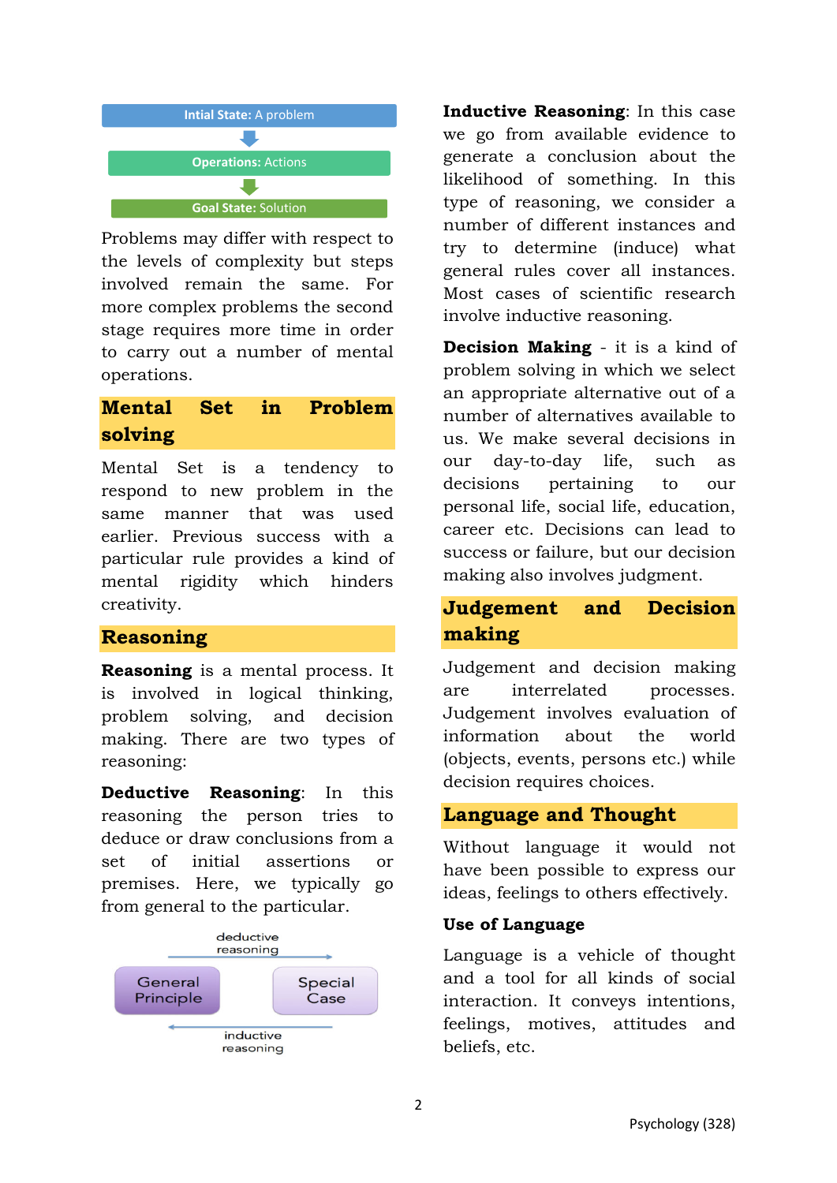Intial State: A problem

Operations: Actions

Goal State: Solution

Problems may differ with respect to the levels of complexity but steps involved remain the same. For more complex problems the second stage requires more time in order to carry out a number of mental operations.

## Mental Set in Problem solving

Mental Set is a tendency to respond to new problem in the same manner that was used earlier. Previous success with a particular rule provides a kind of mental rigidity which hinders creativity.

## Reasoning

**Reasoning** is a mental process. It is involved in logical thinking, problem solving, and decision making. There are two types of reasoning:

**Deductive Reasoning**: In this reasoning the person tries to deduce or draw conclusions from a set of initial assertions or premises. Here, we typically go from general to the particular.

deductive reasoning

General Principle → Special Case

inductive reasoning

**Inductive Reasoning**: In this case we go from available evidence to generate a conclusion about the likelihood of something. In this type of reasoning, we consider a number of different instances and try to determine (induce) what general rules cover all instances. Most cases of scientific research involve inductive reasoning.

**Decision Making** - it is a kind of problem solving in which we select an appropriate alternative out of a number of alternatives available to us. We make several decisions in our day-to-day life, such as decisions pertaining to our personal life, social life, education, career etc. Decisions can lead to success or failure, but our decision making also involves judgment.

## Judgement and Decision making

Judgement and decision making are interrelated processes. Judgement involves evaluation of information about the world (objects, events, persons etc.) while decision requires choices.

## Language and Thought

Without language it would not have been possible to express our ideas, feelings to others effectively.

### Use of Language

Language is a vehicle of thought and a tool for all kinds of social interaction. It conveys intentions, feelings, motives, attitudes and beliefs, etc.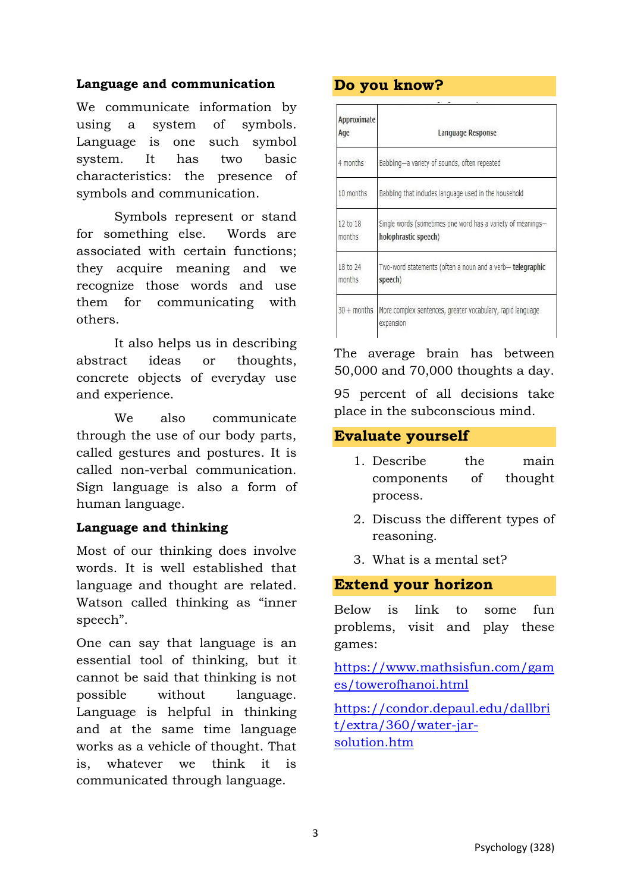### Language and communication

We communicate information by using a system of symbols. Language is one such symbol system. It has two basic characteristics: the presence of symbols and communication.

Symbols represent or stand for something else. Words are associated with certain functions; they acquire meaning and we recognize those words and use them for communicating with others.

It also helps us in describing abstract ideas or thoughts, concrete objects of everyday use and experience.

We also communicate through the use of our body parts, called gestures and postures. It is called non-verbal communication. Sign language is also a form of human language.

### Language and thinking

Most of our thinking does involve words. It is well established that language and thought are related. Watson called thinking as "inner speech".

One can say that language is an essential tool of thinking, but it cannot be said that thinking is not possible without language. Language is helpful in thinking and at the same time language works as a vehicle of thought. That is, whatever we think it is communicated through language.

## Do you know?

| Approximate Age | Language Response |
|---|---|
| 4 months | Babbling—a variety of sounds, often repeated |
| 10 months | Babbling that includes language used in the household |
| 12 to 18 months | Single words (sometimes one word has a variety of meanings—**holophrastic speech**) |
| 18 to 24 months | Two-word statements (often a noun and a verb— **telegraphic speech**) |
| 30 + months | More complex sentences, greater vocabulary, rapid language expansion |

The average brain has between 50,000 and 70,000 thoughts a day.

95 percent of all decisions take place in the subconscious mind.

## Evaluate yourself

1. Describe the main components of thought process.
2. Discuss the different types of reasoning.
3. What is a mental set?

## Extend your horizon

Below is link to some fun problems, visit and play these games:

https://www.mathsisfun.com/games/towerofhanoi.html

https://condor.depaul.edu/dallbrit/extra/360/water-jar-solution.htm